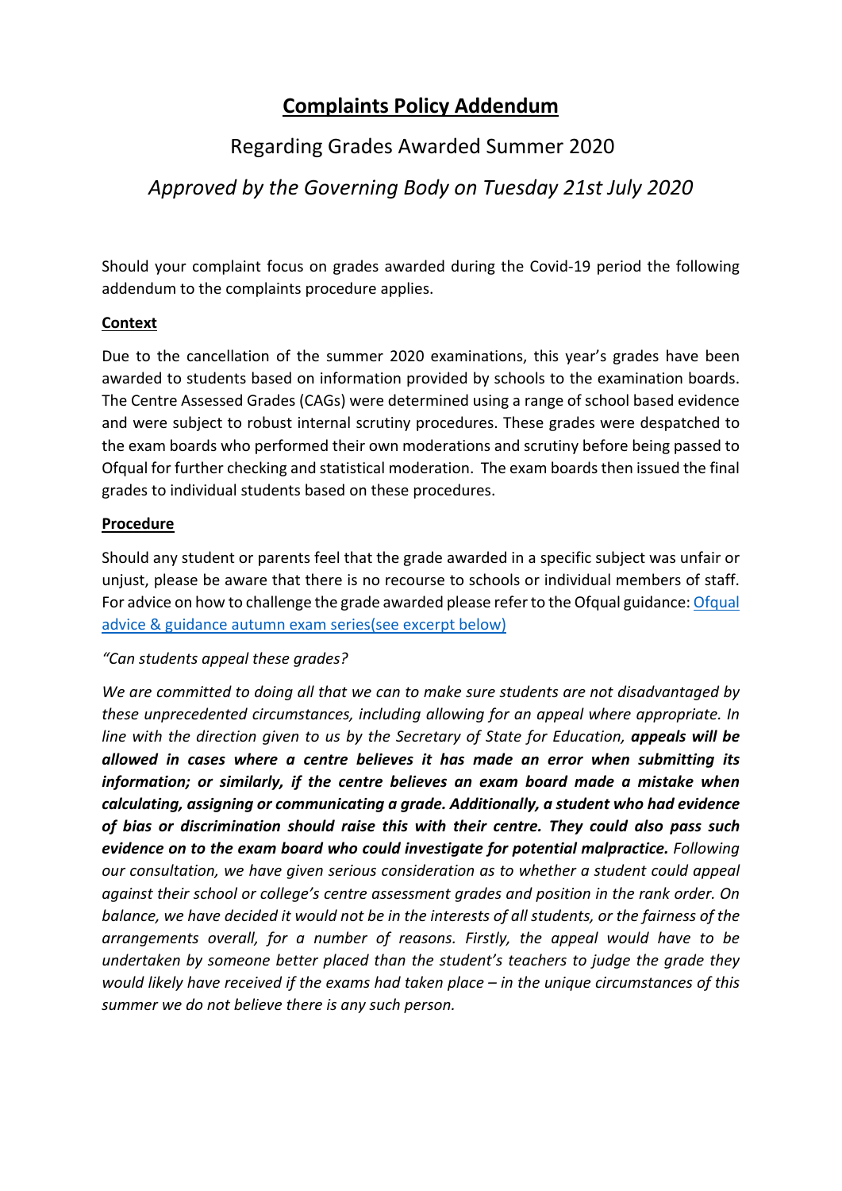# Complaints Policy Addendum

## Regarding Grades Awarded Summer 2020

## *Approved by the Governing Body on Tuesday 21st July 2020*

Should your complaint focus on grades awarded during the Covid-19 period the following addendum to the complaints procedure applies.

### Context

Due to the cancellation of the summer 2020 examinations, this year's grades have been awarded to students based on information provided by schools to the examination boards. The Centre Assessed Grades (CAGs) were determined using a range of school based evidence and were subject to robust internal scrutiny procedures. These grades were despatched to the exam boards who performed their own moderations and scrutiny before being passed to Ofqual for further checking and statistical moderation. The exam boards then issued the final grades to individual students based on these procedures.

### Procedure

Should any student or parents feel that the grade awarded in a specific subject was unfair or unjust, please be aware that there is no recourse to schools or individual members of staff. For advice on how to challenge the grade awarded please refer to the Ofqual guidance: Ofqual advice & guidance autumn exam series(see excerpt below)

*"Can students appeal these grades?*

*We are committed to doing all that we can to make sure students are not disadvantaged by these unprecedented circumstances, including allowing for an appeal where appropriate. In line with the direction given to us by the Secretary of State for Education,* ***appeals will be allowed in cases where a centre believes it has made an error when submitting its information; or similarly, if the centre believes an exam board made a mistake when calculating, assigning or communicating a grade. Additionally, a student who had evidence of bias or discrimination should raise this with their centre. They could also pass such evidence on to the exam board who could investigate for potential malpractice.*** *Following our consultation, we have given serious consideration as to whether a student could appeal against their school or college's centre assessment grades and position in the rank order. On balance, we have decided it would not be in the interests of all students, or the fairness of the arrangements overall, for a number of reasons. Firstly, the appeal would have to be undertaken by someone better placed than the student's teachers to judge the grade they would likely have received if the exams had taken place – in the unique circumstances of this summer we do not believe there is any such person.*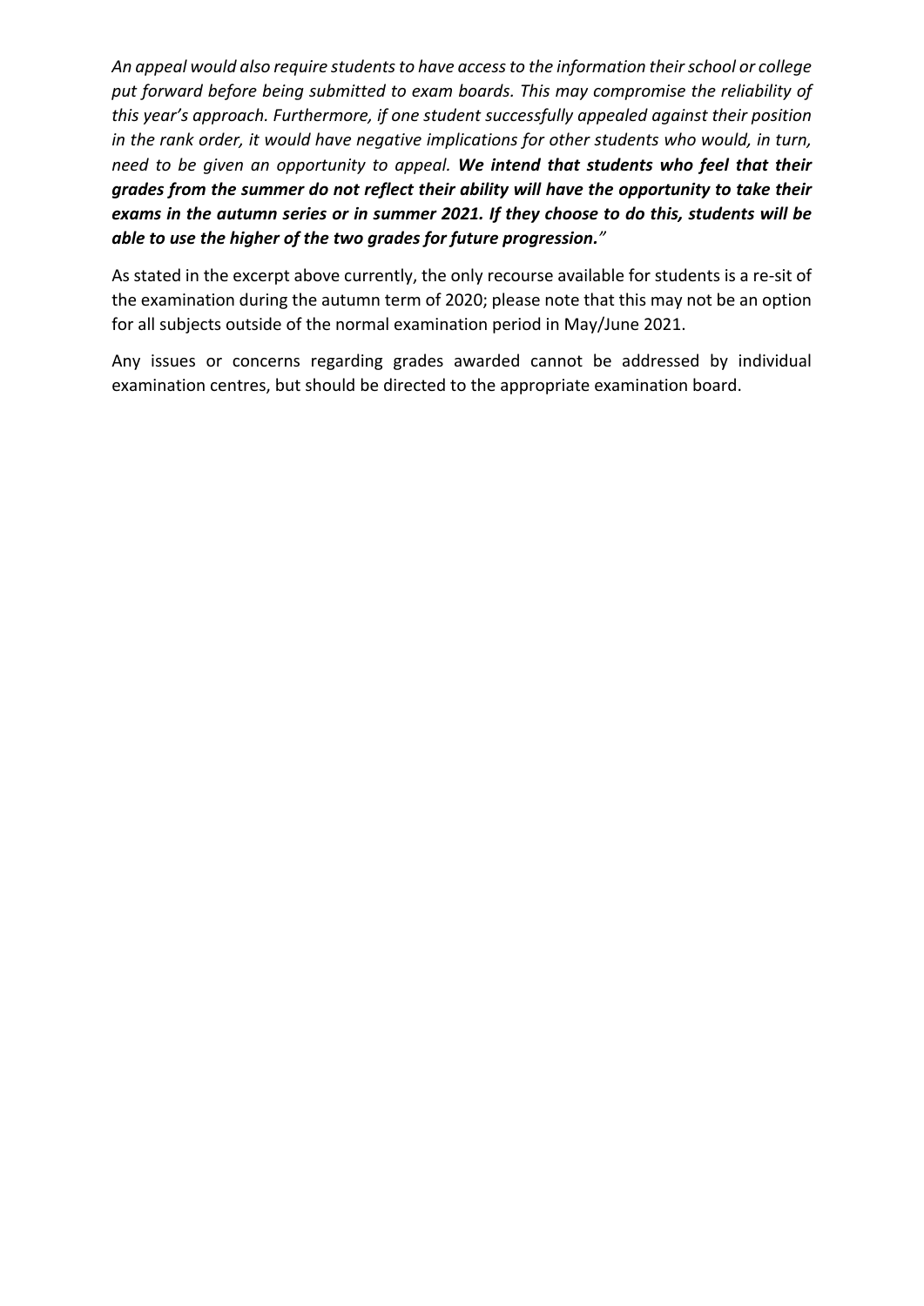*An appeal would also require students to have access to the information their school or college put forward before being submitted to exam boards. This may compromise the reliability of this year's approach. Furthermore, if one student successfully appealed against their position in the rank order, it would have negative implications for other students who would, in turn, need to be given an opportunity to appeal.* ***We intend that students who feel that their grades from the summer do not reflect their ability will have the opportunity to take their exams in the autumn series or in summer 2021. If they choose to do this, students will be able to use the higher of the two grades for future progression.****"*

As stated in the excerpt above currently, the only recourse available for students is a re-sit of the examination during the autumn term of 2020; please note that this may not be an option for all subjects outside of the normal examination period in May/June 2021.

Any issues or concerns regarding grades awarded cannot be addressed by individual examination centres, but should be directed to the appropriate examination board.